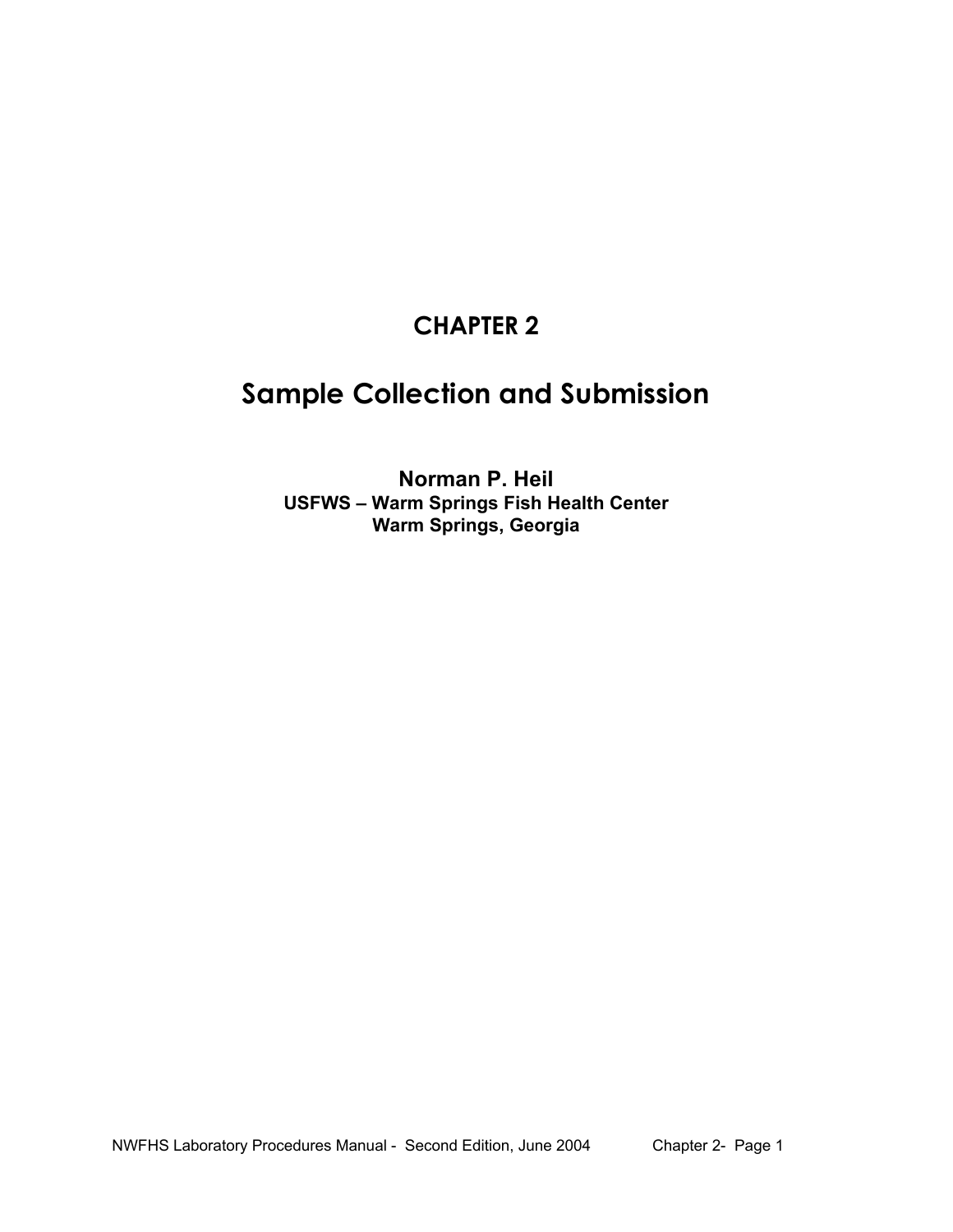# CHAPTER 2

# Sample Collection and Submission

**Norman P. Heil**
**USFWS – Warm Springs Fish Health Center**
**Warm Springs, Georgia**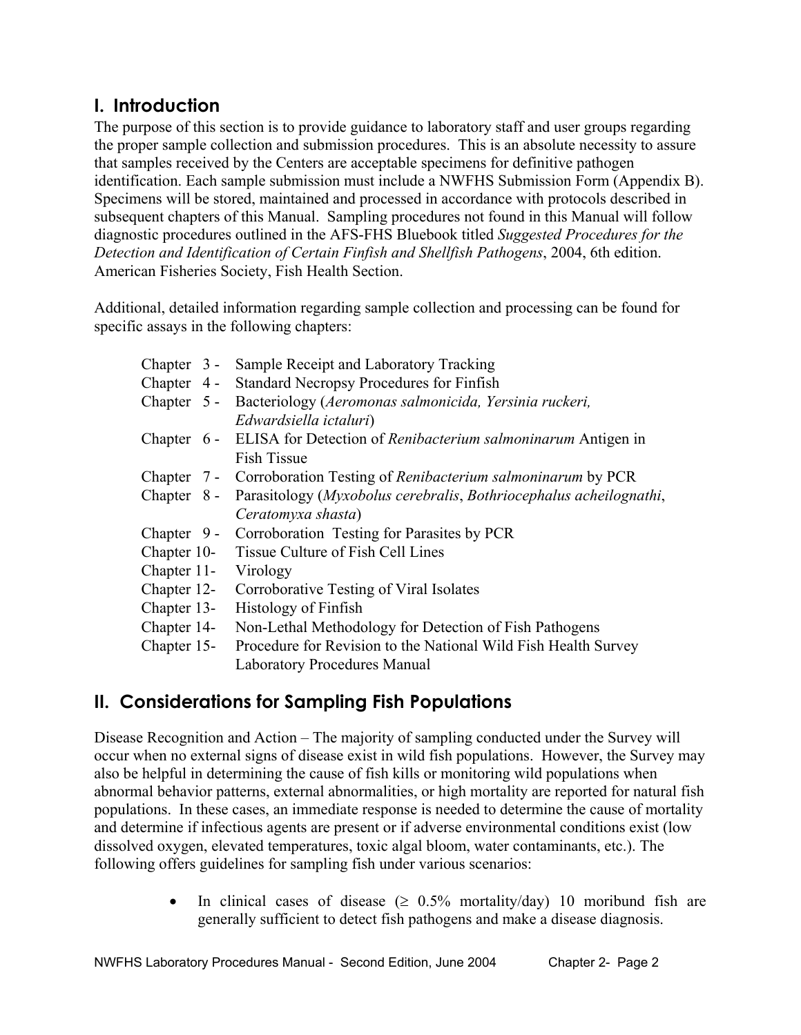## I. Introduction

The purpose of this section is to provide guidance to laboratory staff and user groups regarding the proper sample collection and submission procedures. This is an absolute necessity to assure that samples received by the Centers are acceptable specimens for definitive pathogen identification. Each sample submission must include a NWFHS Submission Form (Appendix B). Specimens will be stored, maintained and processed in accordance with protocols described in subsequent chapters of this Manual. Sampling procedures not found in this Manual will follow diagnostic procedures outlined in the AFS-FHS Bluebook titled *Suggested Procedures for the Detection and Identification of Certain Finfish and Shellfish Pathogens*, 2004, 6th edition. American Fisheries Society, Fish Health Section.

Additional, detailed information regarding sample collection and processing can be found for specific assays in the following chapters:

- Chapter 3 - Sample Receipt and Laboratory Tracking
- Chapter 4 - Standard Necropsy Procedures for Finfish
- Chapter 5 - Bacteriology (*Aeromonas salmonicida, Yersinia ruckeri, Edwardsiella ictaluri*)
- Chapter 6 - ELISA for Detection of *Renibacterium salmoninarum* Antigen in Fish Tissue
- Chapter 7 - Corroboration Testing of *Renibacterium salmoninarum* by PCR
- Chapter 8 - Parasitology (*Myxobolus cerebralis*, *Bothriocephalus acheilognathi*, *Ceratomyxa shasta*)
- Chapter 9 - Corroboration Testing for Parasites by PCR
- Chapter 10- Tissue Culture of Fish Cell Lines
- Chapter 11- Virology
- Chapter 12- Corroborative Testing of Viral Isolates
- Chapter 13- Histology of Finfish
- Chapter 14- Non-Lethal Methodology for Detection of Fish Pathogens
- Chapter 15- Procedure for Revision to the National Wild Fish Health Survey Laboratory Procedures Manual

## II. Considerations for Sampling Fish Populations

Disease Recognition and Action – The majority of sampling conducted under the Survey will occur when no external signs of disease exist in wild fish populations. However, the Survey may also be helpful in determining the cause of fish kills or monitoring wild populations when abnormal behavior patterns, external abnormalities, or high mortality are reported for natural fish populations. In these cases, an immediate response is needed to determine the cause of mortality and determine if infectious agents are present or if adverse environmental conditions exist (low dissolved oxygen, elevated temperatures, toxic algal bloom, water contaminants, etc.). The following offers guidelines for sampling fish under various scenarios:

- In clinical cases of disease ($\geq$ 0.5% mortality/day) 10 moribund fish are generally sufficient to detect fish pathogens and make a disease diagnosis.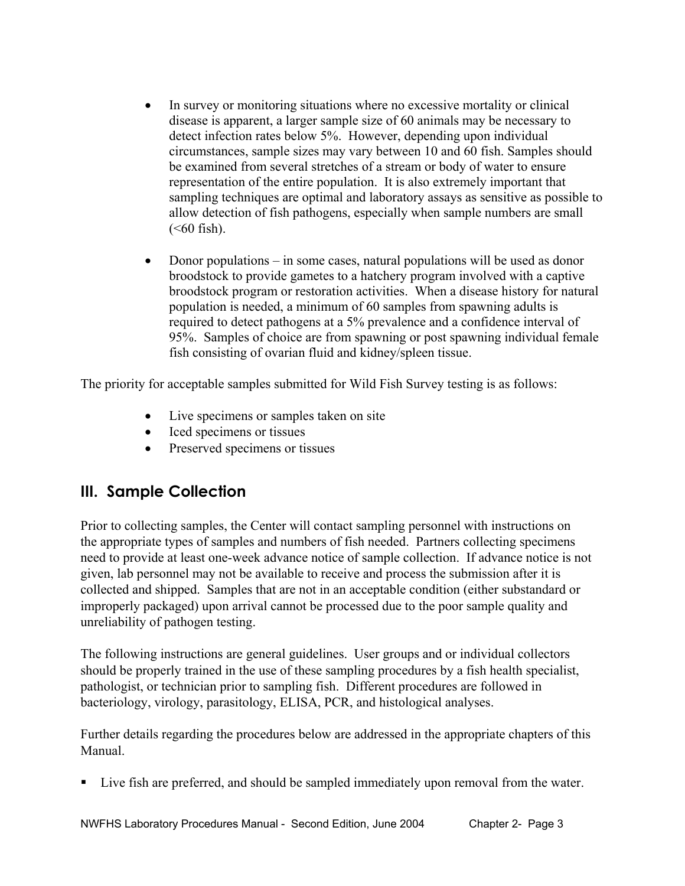- In survey or monitoring situations where no excessive mortality or clinical disease is apparent, a larger sample size of 60 animals may be necessary to detect infection rates below 5%. However, depending upon individual circumstances, sample sizes may vary between 10 and 60 fish. Samples should be examined from several stretches of a stream or body of water to ensure representation of the entire population. It is also extremely important that sampling techniques are optimal and laboratory assays as sensitive as possible to allow detection of fish pathogens, especially when sample numbers are small (<60 fish).

- Donor populations – in some cases, natural populations will be used as donor broodstock to provide gametes to a hatchery program involved with a captive broodstock program or restoration activities. When a disease history for natural population is needed, a minimum of 60 samples from spawning adults is required to detect pathogens at a 5% prevalence and a confidence interval of 95%. Samples of choice are from spawning or post spawning individual female fish consisting of ovarian fluid and kidney/spleen tissue.

The priority for acceptable samples submitted for Wild Fish Survey testing is as follows:

- Live specimens or samples taken on site
- Iced specimens or tissues
- Preserved specimens or tissues

## III. Sample Collection

Prior to collecting samples, the Center will contact sampling personnel with instructions on the appropriate types of samples and numbers of fish needed. Partners collecting specimens need to provide at least one-week advance notice of sample collection. If advance notice is not given, lab personnel may not be available to receive and process the submission after it is collected and shipped. Samples that are not in an acceptable condition (either substandard or improperly packaged) upon arrival cannot be processed due to the poor sample quality and unreliability of pathogen testing.

The following instructions are general guidelines. User groups and or individual collectors should be properly trained in the use of these sampling procedures by a fish health specialist, pathologist, or technician prior to sampling fish. Different procedures are followed in bacteriology, virology, parasitology, ELISA, PCR, and histological analyses.

Further details regarding the procedures below are addressed in the appropriate chapters of this Manual.

- Live fish are preferred, and should be sampled immediately upon removal from the water.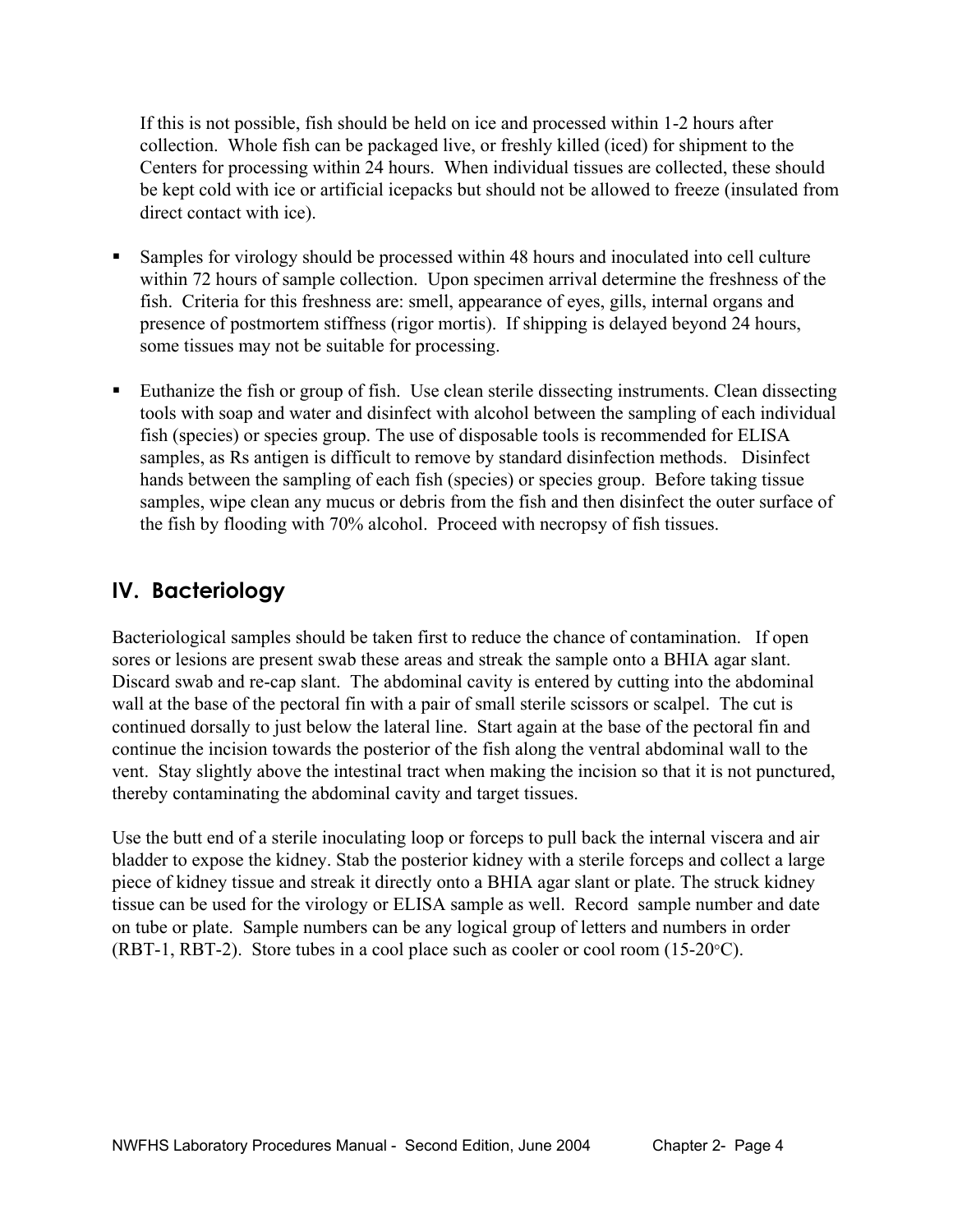If this is not possible, fish should be held on ice and processed within 1-2 hours after collection. Whole fish can be packaged live, or freshly killed (iced) for shipment to the Centers for processing within 24 hours. When individual tissues are collected, these should be kept cold with ice or artificial icepacks but should not be allowed to freeze (insulated from direct contact with ice).

- Samples for virology should be processed within 48 hours and inoculated into cell culture within 72 hours of sample collection. Upon specimen arrival determine the freshness of the fish. Criteria for this freshness are: smell, appearance of eyes, gills, internal organs and presence of postmortem stiffness (rigor mortis). If shipping is delayed beyond 24 hours, some tissues may not be suitable for processing.

- Euthanize the fish or group of fish. Use clean sterile dissecting instruments. Clean dissecting tools with soap and water and disinfect with alcohol between the sampling of each individual fish (species) or species group. The use of disposable tools is recommended for ELISA samples, as Rs antigen is difficult to remove by standard disinfection methods. Disinfect hands between the sampling of each fish (species) or species group. Before taking tissue samples, wipe clean any mucus or debris from the fish and then disinfect the outer surface of the fish by flooding with 70% alcohol. Proceed with necropsy of fish tissues.

## IV. Bacteriology

Bacteriological samples should be taken first to reduce the chance of contamination. If open sores or lesions are present swab these areas and streak the sample onto a BHIA agar slant. Discard swab and re-cap slant. The abdominal cavity is entered by cutting into the abdominal wall at the base of the pectoral fin with a pair of small sterile scissors or scalpel. The cut is continued dorsally to just below the lateral line. Start again at the base of the pectoral fin and continue the incision towards the posterior of the fish along the ventral abdominal wall to the vent. Stay slightly above the intestinal tract when making the incision so that it is not punctured, thereby contaminating the abdominal cavity and target tissues.

Use the butt end of a sterile inoculating loop or forceps to pull back the internal viscera and air bladder to expose the kidney. Stab the posterior kidney with a sterile forceps and collect a large piece of kidney tissue and streak it directly onto a BHIA agar slant or plate. The struck kidney tissue can be used for the virology or ELISA sample as well. Record sample number and date on tube or plate. Sample numbers can be any logical group of letters and numbers in order (RBT-1, RBT-2). Store tubes in a cool place such as cooler or cool room (15-20°C).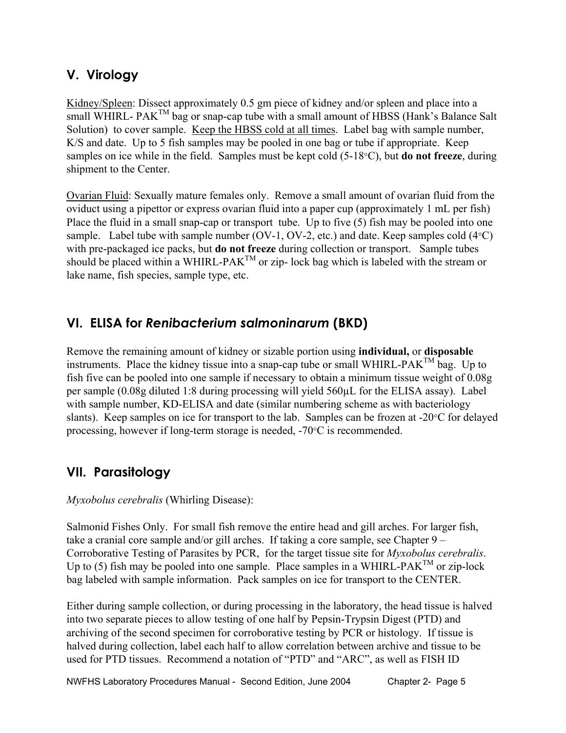## V. Virology

<u>Kidney/Spleen</u>: Dissect approximately 0.5 gm piece of kidney and/or spleen and place into a small WHIRL- PAK™ bag or snap-cap tube with a small amount of HBSS (Hank's Balance Salt Solution) to cover sample. <u>Keep the HBSS cold at all times</u>. Label bag with sample number, K/S and date. Up to 5 fish samples may be pooled in one bag or tube if appropriate. Keep samples on ice while in the field. Samples must be kept cold (5-18°C), but **do not freeze**, during shipment to the Center.

<u>Ovarian Fluid</u>: Sexually mature females only. Remove a small amount of ovarian fluid from the oviduct using a pipettor or express ovarian fluid into a paper cup (approximately 1 mL per fish) Place the fluid in a small snap-cap or transport tube. Up to five (5) fish may be pooled into one sample. Label tube with sample number (OV-1, OV-2, etc.) and date. Keep samples cold (4°C) with pre-packaged ice packs, but **do not freeze** during collection or transport. Sample tubes should be placed within a WHIRL-PAK™ or zip- lock bag which is labeled with the stream or lake name, fish species, sample type, etc.

## VI. ELISA for *Renibacterium salmoninarum* (BKD)

Remove the remaining amount of kidney or sizable portion using **individual,** or **disposable** instruments. Place the kidney tissue into a snap-cap tube or small WHIRL-PAK™ bag. Up to fish five can be pooled into one sample if necessary to obtain a minimum tissue weight of 0.08g per sample (0.08g diluted 1:8 during processing will yield 560µL for the ELISA assay). Label with sample number, KD-ELISA and date (similar numbering scheme as with bacteriology slants). Keep samples on ice for transport to the lab. Samples can be frozen at -20°C for delayed processing, however if long-term storage is needed, -70°C is recommended.

## VII. Parasitology

*Myxobolus cerebralis* (Whirling Disease):

Salmonid Fishes Only. For small fish remove the entire head and gill arches. For larger fish, take a cranial core sample and/or gill arches. If taking a core sample, see Chapter 9 – Corroborative Testing of Parasites by PCR, for the target tissue site for *Myxobolus cerebralis*. Up to (5) fish may be pooled into one sample. Place samples in a WHIRL-PAK™ or zip-lock bag labeled with sample information. Pack samples on ice for transport to the CENTER.

Either during sample collection, or during processing in the laboratory, the head tissue is halved into two separate pieces to allow testing of one half by Pepsin-Trypsin Digest (PTD) and archiving of the second specimen for corroborative testing by PCR or histology. If tissue is halved during collection, label each half to allow correlation between archive and tissue to be used for PTD tissues. Recommend a notation of "PTD" and "ARC", as well as FISH ID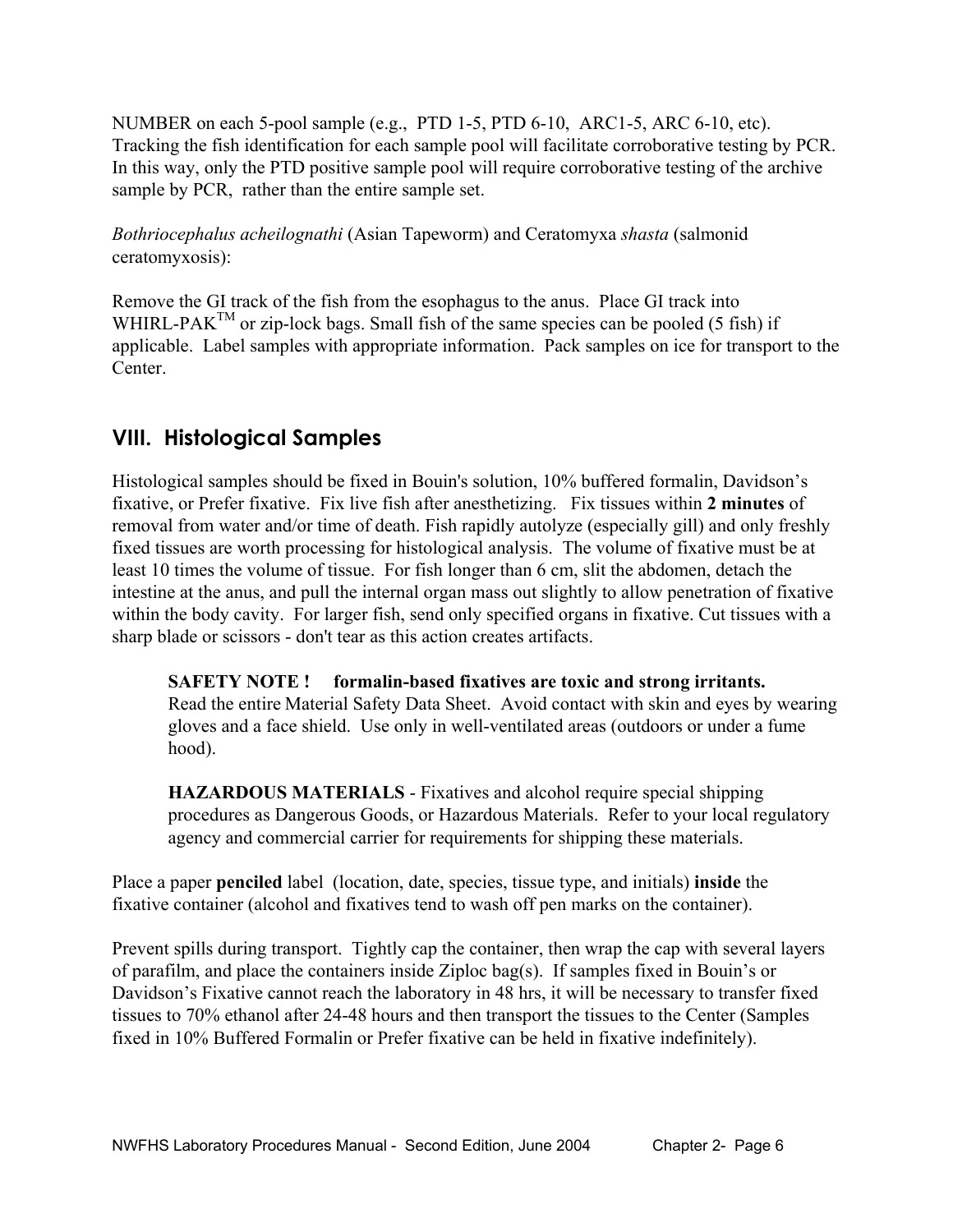NUMBER on each 5-pool sample (e.g., PTD 1-5, PTD 6-10, ARC1-5, ARC 6-10, etc). Tracking the fish identification for each sample pool will facilitate corroborative testing by PCR. In this way, only the PTD positive sample pool will require corroborative testing of the archive sample by PCR, rather than the entire sample set.

*Bothriocephalus acheilognathi* (Asian Tapeworm) and Ceratomyxa *shasta* (salmonid ceratomyxosis):

Remove the GI track of the fish from the esophagus to the anus. Place GI track into WHIRL-PAK™ or zip-lock bags. Small fish of the same species can be pooled (5 fish) if applicable. Label samples with appropriate information. Pack samples on ice for transport to the Center.

## VIII. Histological Samples

Histological samples should be fixed in Bouin's solution, 10% buffered formalin, Davidson's fixative, or Prefer fixative. Fix live fish after anesthetizing. Fix tissues within **2 minutes** of removal from water and/or time of death. Fish rapidly autolyze (especially gill) and only freshly fixed tissues are worth processing for histological analysis. The volume of fixative must be at least 10 times the volume of tissue. For fish longer than 6 cm, slit the abdomen, detach the intestine at the anus, and pull the internal organ mass out slightly to allow penetration of fixative within the body cavity. For larger fish, send only specified organs in fixative. Cut tissues with a sharp blade or scissors - don't tear as this action creates artifacts.

> **SAFETY NOTE ! formalin-based fixatives are toxic and strong irritants.** Read the entire Material Safety Data Sheet. Avoid contact with skin and eyes by wearing gloves and a face shield. Use only in well-ventilated areas (outdoors or under a fume hood).
>
> **HAZARDOUS MATERIALS** - Fixatives and alcohol require special shipping procedures as Dangerous Goods, or Hazardous Materials. Refer to your local regulatory agency and commercial carrier for requirements for shipping these materials.

Place a paper **penciled** label (location, date, species, tissue type, and initials) **inside** the fixative container (alcohol and fixatives tend to wash off pen marks on the container).

Prevent spills during transport. Tightly cap the container, then wrap the cap with several layers of parafilm, and place the containers inside Ziploc bag(s). If samples fixed in Bouin's or Davidson's Fixative cannot reach the laboratory in 48 hrs, it will be necessary to transfer fixed tissues to 70% ethanol after 24-48 hours and then transport the tissues to the Center (Samples fixed in 10% Buffered Formalin or Prefer fixative can be held in fixative indefinitely).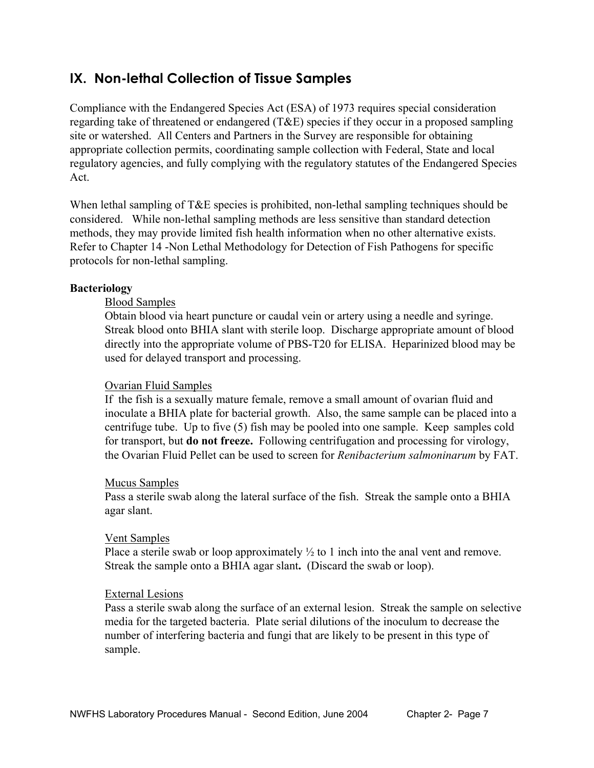## IX. Non-lethal Collection of Tissue Samples

Compliance with the Endangered Species Act (ESA) of 1973 requires special consideration regarding take of threatened or endangered (T&E) species if they occur in a proposed sampling site or watershed. All Centers and Partners in the Survey are responsible for obtaining appropriate collection permits, coordinating sample collection with Federal, State and local regulatory agencies, and fully complying with the regulatory statutes of the Endangered Species Act.

When lethal sampling of T&E species is prohibited, non-lethal sampling techniques should be considered. While non-lethal sampling methods are less sensitive than standard detection methods, they may provide limited fish health information when no other alternative exists. Refer to Chapter 14 -Non Lethal Methodology for Detection of Fish Pathogens for specific protocols for non-lethal sampling.

**Bacteriology**

Blood Samples

Obtain blood via heart puncture or caudal vein or artery using a needle and syringe. Streak blood onto BHIA slant with sterile loop. Discharge appropriate amount of blood directly into the appropriate volume of PBS-T20 for ELISA. Heparinized blood may be used for delayed transport and processing.

Ovarian Fluid Samples

If the fish is a sexually mature female, remove a small amount of ovarian fluid and inoculate a BHIA plate for bacterial growth. Also, the same sample can be placed into a centrifuge tube. Up to five (5) fish may be pooled into one sample. Keep samples cold for transport, but **do not freeze.** Following centrifugation and processing for virology, the Ovarian Fluid Pellet can be used to screen for *Renibacterium salmoninarum* by FAT.

Mucus Samples

Pass a sterile swab along the lateral surface of the fish. Streak the sample onto a BHIA agar slant.

Vent Samples

Place a sterile swab or loop approximately ½ to 1 inch into the anal vent and remove. Streak the sample onto a BHIA agar slant**.** (Discard the swab or loop).

External Lesions

Pass a sterile swab along the surface of an external lesion. Streak the sample on selective media for the targeted bacteria. Plate serial dilutions of the inoculum to decrease the number of interfering bacteria and fungi that are likely to be present in this type of sample.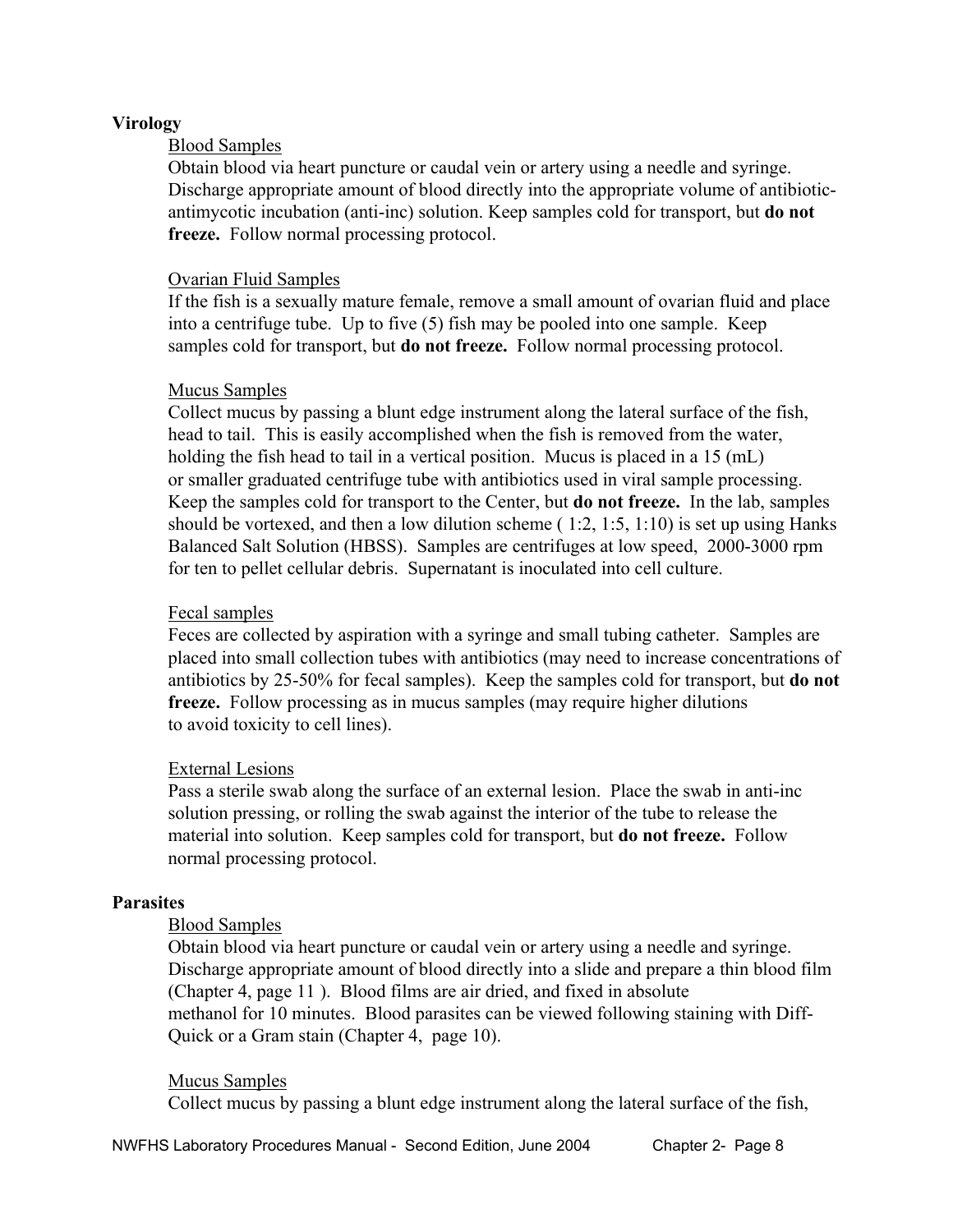**Virology**

Blood Samples

Obtain blood via heart puncture or caudal vein or artery using a needle and syringe. Discharge appropriate amount of blood directly into the appropriate volume of antibiotic-antimycotic incubation (anti-inc) solution. Keep samples cold for transport, but **do not freeze.** Follow normal processing protocol.

Ovarian Fluid Samples

If the fish is a sexually mature female, remove a small amount of ovarian fluid and place into a centrifuge tube. Up to five (5) fish may be pooled into one sample. Keep samples cold for transport, but **do not freeze.** Follow normal processing protocol.

Mucus Samples

Collect mucus by passing a blunt edge instrument along the lateral surface of the fish, head to tail. This is easily accomplished when the fish is removed from the water, holding the fish head to tail in a vertical position. Mucus is placed in a 15 (mL) or smaller graduated centrifuge tube with antibiotics used in viral sample processing. Keep the samples cold for transport to the Center, but **do not freeze.** In the lab, samples should be vortexed, and then a low dilution scheme ( 1:2, 1:5, 1:10) is set up using Hanks Balanced Salt Solution (HBSS). Samples are centrifuges at low speed, 2000-3000 rpm for ten to pellet cellular debris. Supernatant is inoculated into cell culture.

Fecal samples

Feces are collected by aspiration with a syringe and small tubing catheter. Samples are placed into small collection tubes with antibiotics (may need to increase concentrations of antibiotics by 25-50% for fecal samples). Keep the samples cold for transport, but **do not freeze.** Follow processing as in mucus samples (may require higher dilutions to avoid toxicity to cell lines).

External Lesions

Pass a sterile swab along the surface of an external lesion. Place the swab in anti-inc solution pressing, or rolling the swab against the interior of the tube to release the material into solution. Keep samples cold for transport, but **do not freeze.** Follow normal processing protocol.

**Parasites**

Blood Samples

Obtain blood via heart puncture or caudal vein or artery using a needle and syringe. Discharge appropriate amount of blood directly into a slide and prepare a thin blood film (Chapter 4, page 11 ). Blood films are air dried, and fixed in absolute methanol for 10 minutes. Blood parasites can be viewed following staining with Diff-Quick or a Gram stain (Chapter 4, page 10).

Mucus Samples

Collect mucus by passing a blunt edge instrument along the lateral surface of the fish,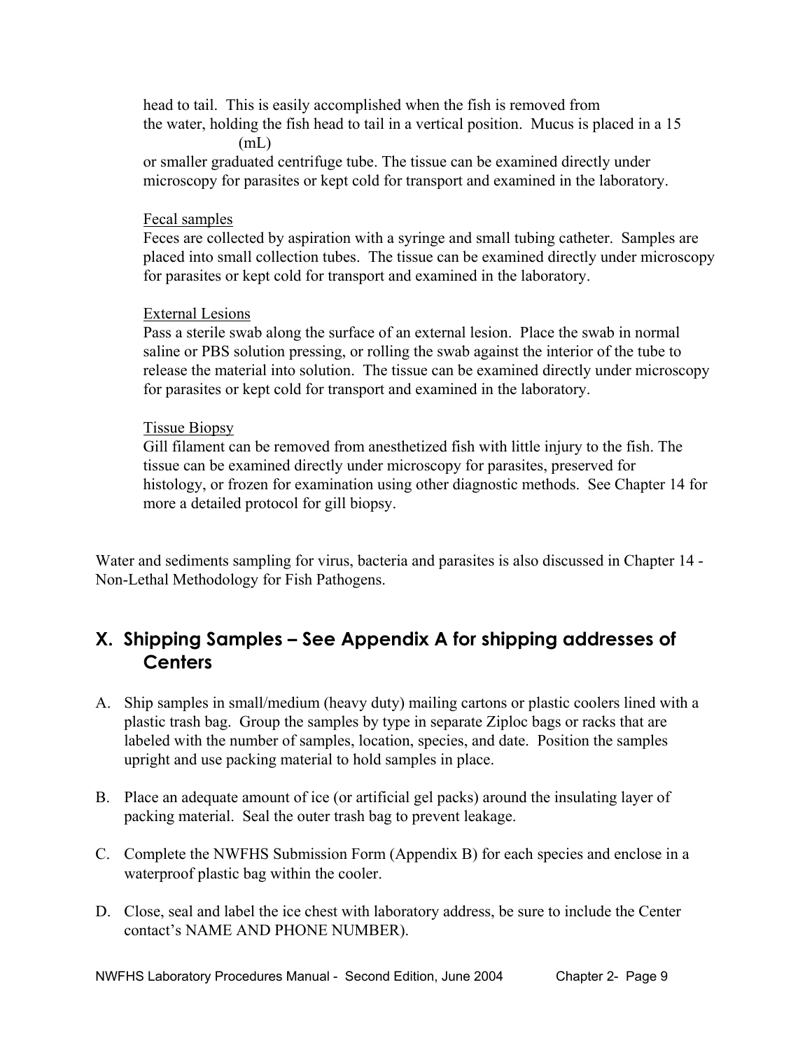head to tail. This is easily accomplished when the fish is removed from the water, holding the fish head to tail in a vertical position. Mucus is placed in a 15 (mL) or smaller graduated centrifuge tube. The tissue can be examined directly under microscopy for parasites or kept cold for transport and examined in the laboratory.

Fecal samples

Feces are collected by aspiration with a syringe and small tubing catheter. Samples are placed into small collection tubes. The tissue can be examined directly under microscopy for parasites or kept cold for transport and examined in the laboratory.

External Lesions

Pass a sterile swab along the surface of an external lesion. Place the swab in normal saline or PBS solution pressing, or rolling the swab against the interior of the tube to release the material into solution. The tissue can be examined directly under microscopy for parasites or kept cold for transport and examined in the laboratory.

Tissue Biopsy

Gill filament can be removed from anesthetized fish with little injury to the fish. The tissue can be examined directly under microscopy for parasites, preserved for histology, or frozen for examination using other diagnostic methods. See Chapter 14 for more a detailed protocol for gill biopsy.

Water and sediments sampling for virus, bacteria and parasites is also discussed in Chapter 14 - Non-Lethal Methodology for Fish Pathogens.

## X. Shipping Samples – See Appendix A for shipping addresses of Centers

A. Ship samples in small/medium (heavy duty) mailing cartons or plastic coolers lined with a plastic trash bag. Group the samples by type in separate Ziploc bags or racks that are labeled with the number of samples, location, species, and date. Position the samples upright and use packing material to hold samples in place.

B. Place an adequate amount of ice (or artificial gel packs) around the insulating layer of packing material. Seal the outer trash bag to prevent leakage.

C. Complete the NWFHS Submission Form (Appendix B) for each species and enclose in a waterproof plastic bag within the cooler.

D. Close, seal and label the ice chest with laboratory address, be sure to include the Center contact's NAME AND PHONE NUMBER).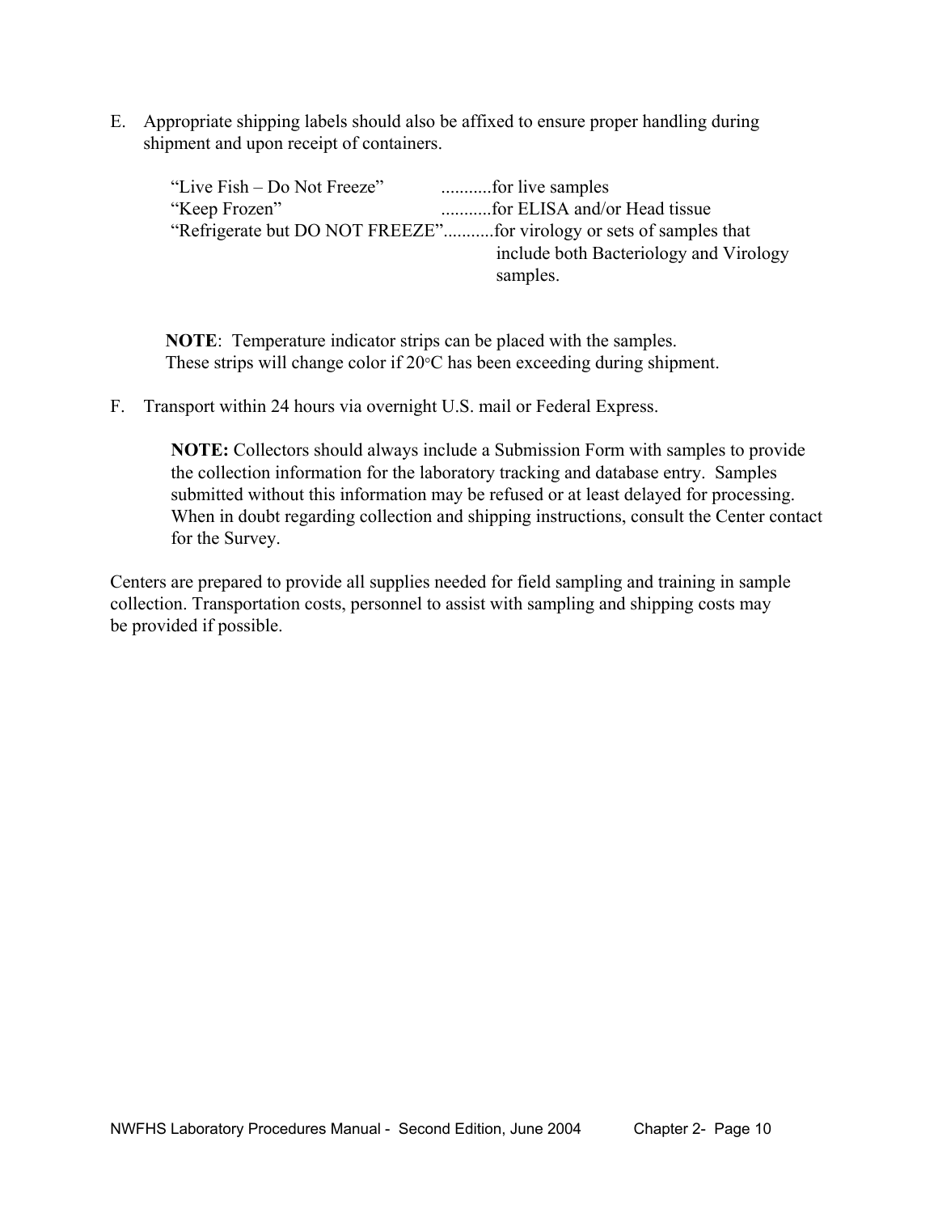E. Appropriate shipping labels should also be affixed to ensure proper handling during shipment and upon receipt of containers.

   “Live Fish – Do Not Freeze” ...........for live samples
   “Keep Frozen” ...........for ELISA and/or Head tissue
   “Refrigerate but DO NOT FREEZE”...........for virology or sets of samples that include both Bacteriology and Virology samples.

   **NOTE**: Temperature indicator strips can be placed with the samples. These strips will change color if 20°C has been exceeding during shipment.

F. Transport within 24 hours via overnight U.S. mail or Federal Express.

   **NOTE:** Collectors should always include a Submission Form with samples to provide the collection information for the laboratory tracking and database entry. Samples submitted without this information may be refused or at least delayed for processing. When in doubt regarding collection and shipping instructions, consult the Center contact for the Survey.

Centers are prepared to provide all supplies needed for field sampling and training in sample collection. Transportation costs, personnel to assist with sampling and shipping costs may be provided if possible.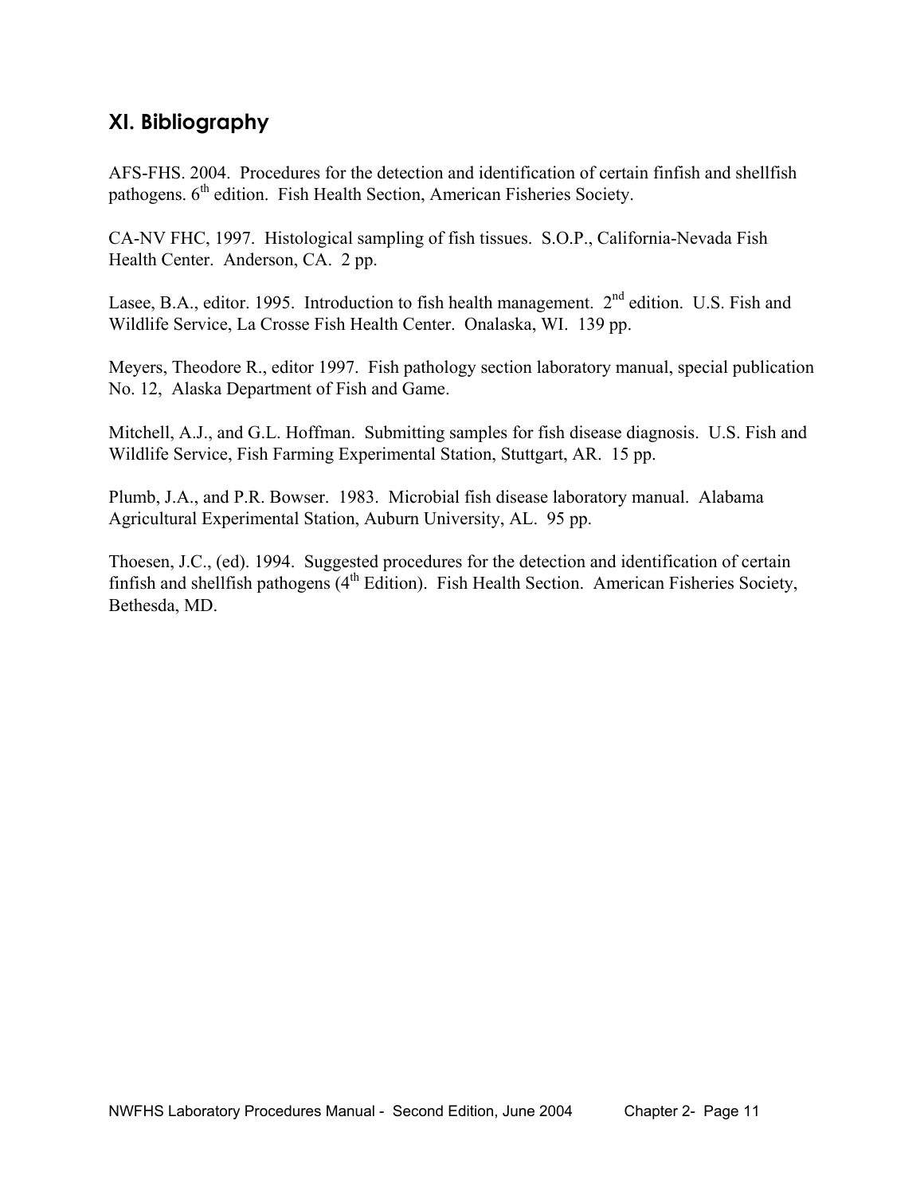## XI. Bibliography

AFS-FHS. 2004. Procedures for the detection and identification of certain finfish and shellfish pathogens. 6th edition. Fish Health Section, American Fisheries Society.

CA-NV FHC, 1997. Histological sampling of fish tissues. S.O.P., California-Nevada Fish Health Center. Anderson, CA. 2 pp.

Lasee, B.A., editor. 1995. Introduction to fish health management. 2nd edition. U.S. Fish and Wildlife Service, La Crosse Fish Health Center. Onalaska, WI. 139 pp.

Meyers, Theodore R., editor 1997. Fish pathology section laboratory manual, special publication No. 12, Alaska Department of Fish and Game.

Mitchell, A.J., and G.L. Hoffman. Submitting samples for fish disease diagnosis. U.S. Fish and Wildlife Service, Fish Farming Experimental Station, Stuttgart, AR. 15 pp.

Plumb, J.A., and P.R. Bowser. 1983. Microbial fish disease laboratory manual. Alabama Agricultural Experimental Station, Auburn University, AL. 95 pp.

Thoesen, J.C., (ed). 1994. Suggested procedures for the detection and identification of certain finfish and shellfish pathogens (4th Edition). Fish Health Section. American Fisheries Society, Bethesda, MD.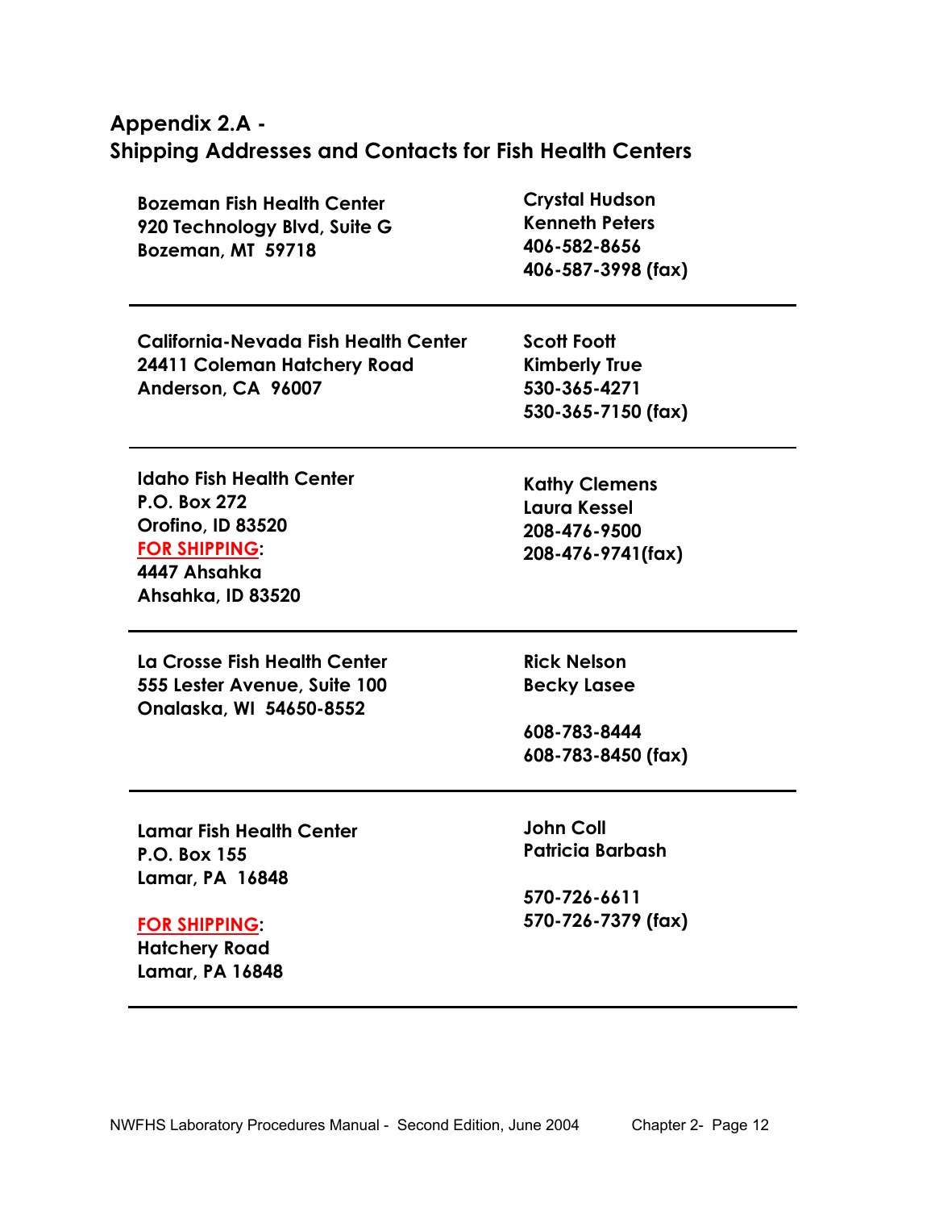## Appendix 2.A - Shipping Addresses and Contacts for Fish Health Centers

| Address | Contacts |
|---|---|
| **Bozeman Fish Health Center**<br>**920 Technology Blvd, Suite G**<br>**Bozeman, MT 59718** | **Crystal Hudson**<br>**Kenneth Peters**<br>**406-582-8656**<br>**406-587-3998 (fax)** |
| **California-Nevada Fish Health Center**<br>**24411 Coleman Hatchery Road**<br>**Anderson, CA 96007** | **Scott Foott**<br>**Kimberly True**<br>**530-365-4271**<br>**530-365-7150 (fax)** |
| **Idaho Fish Health Center**<br>**P.O. Box 272**<br>**Orofino, ID 83520**<br>**FOR SHIPPING:**<br>**4447 Ahsahka**<br>**Ahsahka, ID 83520** | **Kathy Clemens**<br>**Laura Kessel**<br>**208-476-9500**<br>**208-476-9741(fax)** |
| **La Crosse Fish Health Center**<br>**555 Lester Avenue, Suite 100**<br>**Onalaska, WI 54650-8552** | **Rick Nelson**<br>**Becky Lasee**<br>**608-783-8444**<br>**608-783-8450 (fax)** |
| **Lamar Fish Health Center**<br>**P.O. Box 155**<br>**Lamar, PA 16848**<br>**FOR SHIPPING:**<br>**Hatchery Road**<br>**Lamar, PA 16848** | **John Coll**<br>**Patricia Barbash**<br>**570-726-6611**<br>**570-726-7379 (fax)** |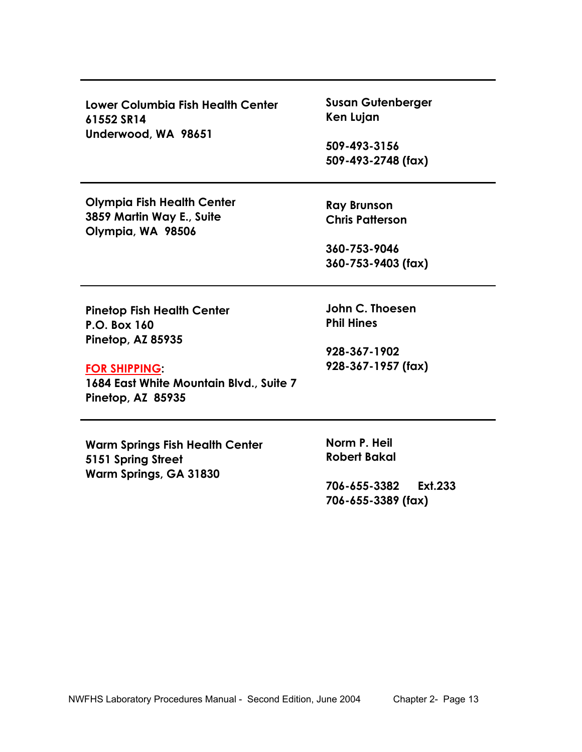| | |
|---|---|
| **Lower Columbia Fish Health Center**<br>**61552 SR14**<br>**Underwood, WA 98651** | **Susan Gutenberger**<br>**Ken Lujan**<br><br>**509-493-3156**<br>**509-493-2748 (fax)** |
| **Olympia Fish Health Center**<br>**3859 Martin Way E., Suite**<br>**Olympia, WA 98506** | **Ray Brunson**<br>**Chris Patterson**<br><br>**360-753-9046**<br>**360-753-9403 (fax)** |
| **Pinetop Fish Health Center**<br>**P.O. Box 160**<br>**Pinetop, AZ 85935**<br><br>**FOR SHIPPING:**<br>**1684 East White Mountain Blvd., Suite 7**<br>**Pinetop, AZ 85935** | **John C. Thoesen**<br>**Phil Hines**<br><br>**928-367-1902**<br>**928-367-1957 (fax)** |
| **Warm Springs Fish Health Center**<br>**5151 Spring Street**<br>**Warm Springs, GA 31830** | **Norm P. Heil**<br>**Robert Bakal**<br><br>**706-655-3382 Ext.233**<br>**706-655-3389 (fax)** |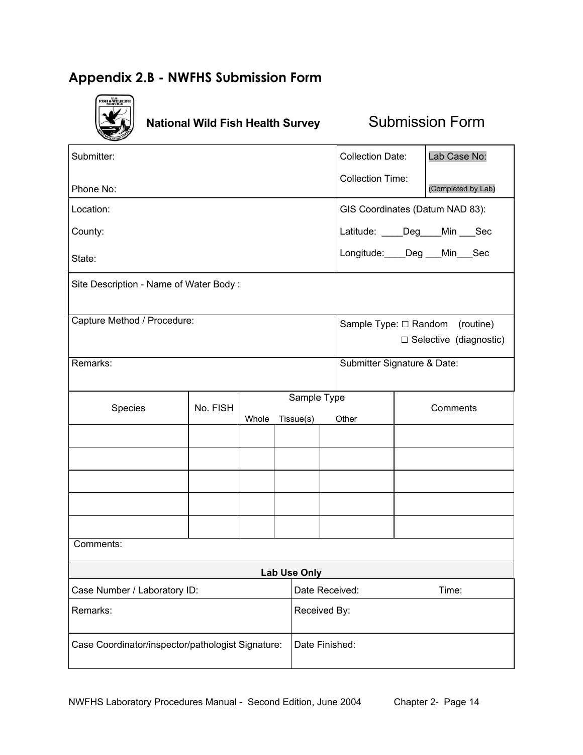## Appendix 2.B - NWFHS Submission Form

**National Wild Fish Health Survey** Submission Form

| | | |
|---|---|---|
| Submitter:<br><br>Phone No: | Collection Date:<br><br>Collection Time: | Lab Case No:<br><br>(Completed by Lab) |
| Location:<br><br>County:<br><br>State: | GIS Coordinates (Datum NAD 83):<br><br>Latitude: ____Deg____Min ___Sec<br><br>Longitude:____Deg ___Min___Sec | |
| Site Description - Name of Water Body : | | |
| Capture Method / Procedure: | Sample Type: ☐ Random (routine)<br>☐ Selective (diagnostic) | |
| Remarks: | Submitter Signature & Date: | |

| Species | No. FISH | Sample Type | | | Comments |
|---|---|---|---|---|---|
| | | Whole | Tissue(s) | Other | |
| | | | | | |
| | | | | | |
| | | | | | |
| | | | | | |
| | | | | | |

Comments:

**Lab Use Only**

| | |
|---|---|
| Case Number / Laboratory ID: | Date Received: Time: |
| Remarks: | Received By: |
| Case Coordinator/inspector/pathologist Signature: | Date Finished: |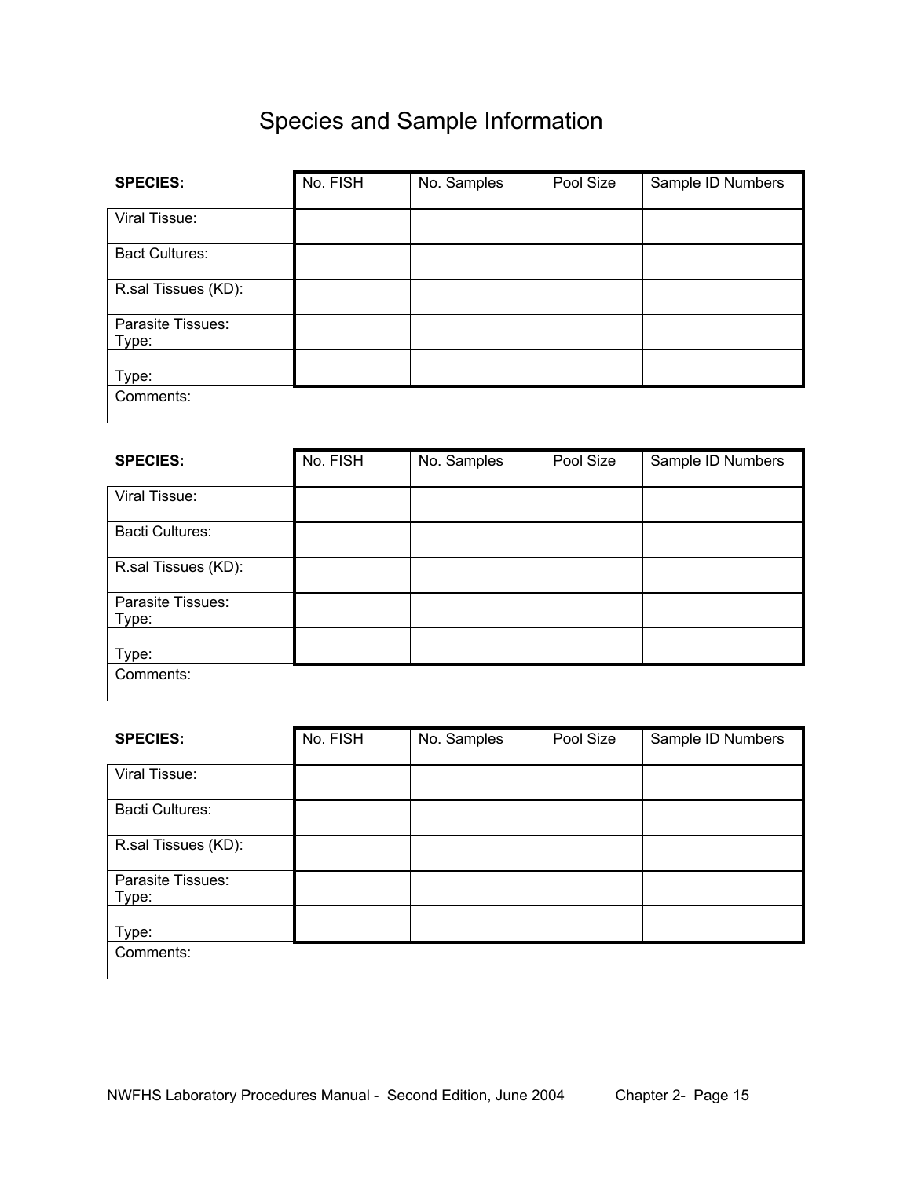# Species and Sample Information

| SPECIES: | No. FISH | No. Samples / Pool Size | Sample ID Numbers |
|---|---|---|---|
| Viral Tissue: | | | |
| Bact Cultures: | | | |
| R.sal Tissues (KD): | | | |
| Parasite Tissues: Type: | | | |
| Type: | | | |
| Comments: | | | |

| SPECIES: | No. FISH | No. Samples / Pool Size | Sample ID Numbers |
|---|---|---|---|
| Viral Tissue: | | | |
| Bacti Cultures: | | | |
| R.sal Tissues (KD): | | | |
| Parasite Tissues: Type: | | | |
| Type: | | | |
| Comments: | | | |

| SPECIES: | No. FISH | No. Samples / Pool Size | Sample ID Numbers |
|---|---|---|---|
| Viral Tissue: | | | |
| Bacti Cultures: | | | |
| R.sal Tissues (KD): | | | |
| Parasite Tissues: Type: | | | |
| Type: | | | |
| Comments: | | | |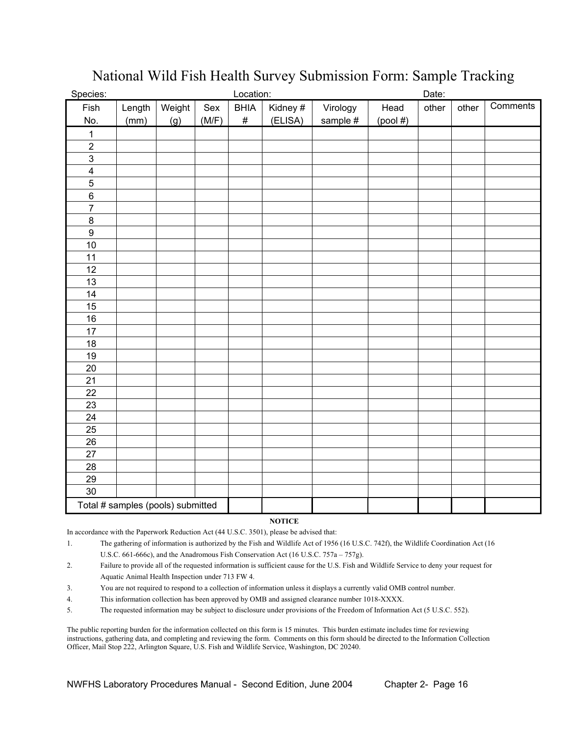# National Wild Fish Health Survey Submission Form: Sample Tracking

Species: Location: Date:

| Fish No. | Length (mm) | Weight (g) | Sex (M/F) | BHIA # | Kidney # (ELISA) | Virology sample # | Head (pool #) | other | other | Comments |
|---|---|---|---|---|---|---|---|---|---|---|
| 1 | | | | | | | | | | |
| 2 | | | | | | | | | | |
| 3 | | | | | | | | | | |
| 4 | | | | | | | | | | |
| 5 | | | | | | | | | | |
| 6 | | | | | | | | | | |
| 7 | | | | | | | | | | |
| 8 | | | | | | | | | | |
| 9 | | | | | | | | | | |
| 10 | | | | | | | | | | |
| 11 | | | | | | | | | | |
| 12 | | | | | | | | | | |
| 13 | | | | | | | | | | |
| 14 | | | | | | | | | | |
| 15 | | | | | | | | | | |
| 16 | | | | | | | | | | |
| 17 | | | | | | | | | | |
| 18 | | | | | | | | | | |
| 19 | | | | | | | | | | |
| 20 | | | | | | | | | | |
| 21 | | | | | | | | | | |
| 22 | | | | | | | | | | |
| 23 | | | | | | | | | | |
| 24 | | | | | | | | | | |
| 25 | | | | | | | | | | |
| 26 | | | | | | | | | | |
| 27 | | | | | | | | | | |
| 28 | | | | | | | | | | |
| 29 | | | | | | | | | | |
| 30 | | | | | | | | | | |
| Total # samples (pools) submitted | | | | | | | | | | |

**NOTICE**

In accordance with the Paperwork Reduction Act (44 U.S.C. 3501), please be advised that:

1. The gathering of information is authorized by the Fish and Wildlife Act of 1956 (16 U.S.C. 742f), the Wildlife Coordination Act (16 U.S.C. 661-666c), and the Anadromous Fish Conservation Act (16 U.S.C. 757a – 757g).
2. Failure to provide all of the requested information is sufficient cause for the U.S. Fish and Wildlife Service to deny your request for Aquatic Animal Health Inspection under 713 FW 4.
3. You are not required to respond to a collection of information unless it displays a currently valid OMB control number.
4. This information collection has been approved by OMB and assigned clearance number 1018-XXXX.
5. The requested information may be subject to disclosure under provisions of the Freedom of Information Act (5 U.S.C. 552).

The public reporting burden for the information collected on this form is 15 minutes. This burden estimate includes time for reviewing instructions, gathering data, and completing and reviewing the form. Comments on this form should be directed to the Information Collection Officer, Mail Stop 222, Arlington Square, U.S. Fish and Wildlife Service, Washington, DC 20240.